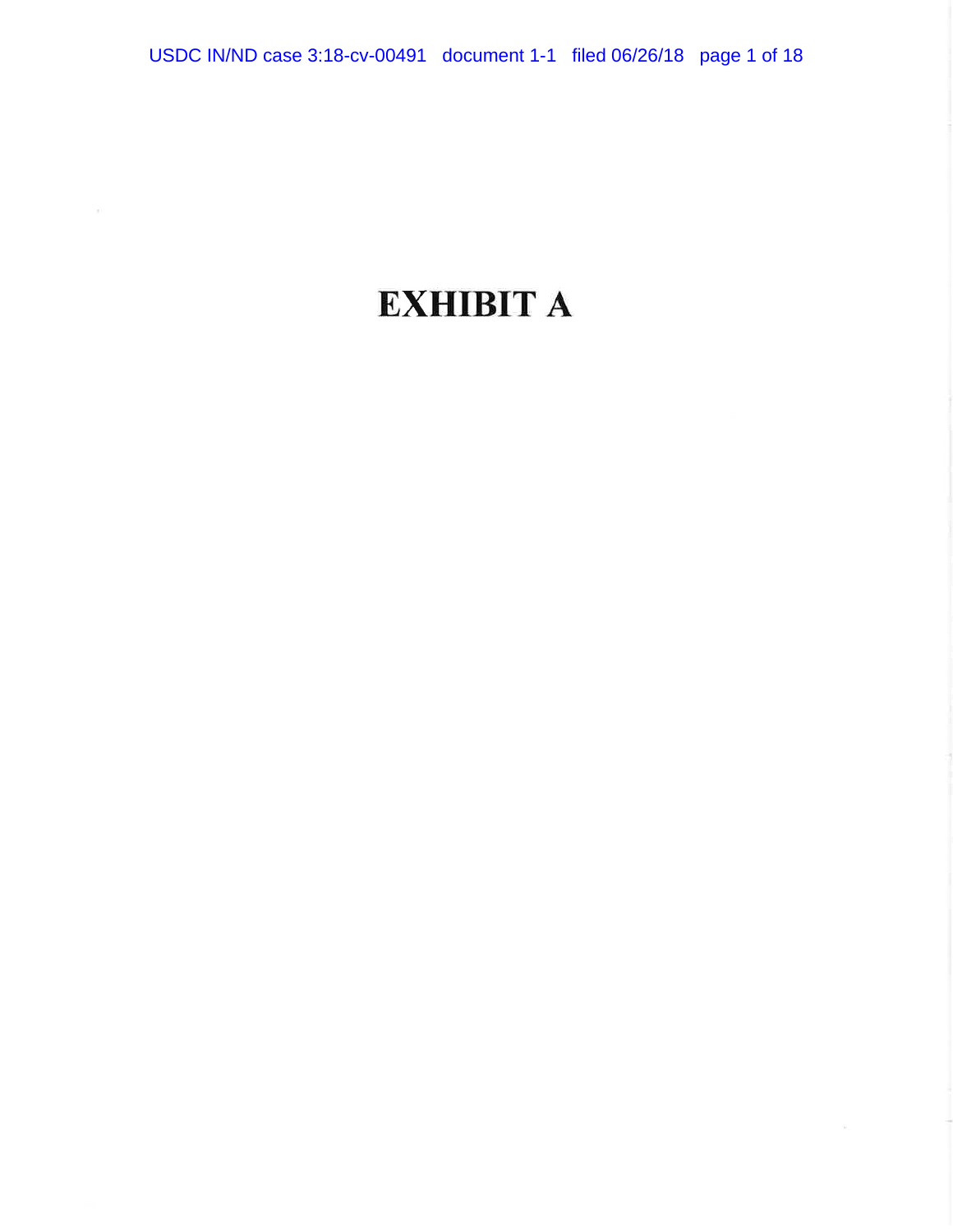# EXHIBIT A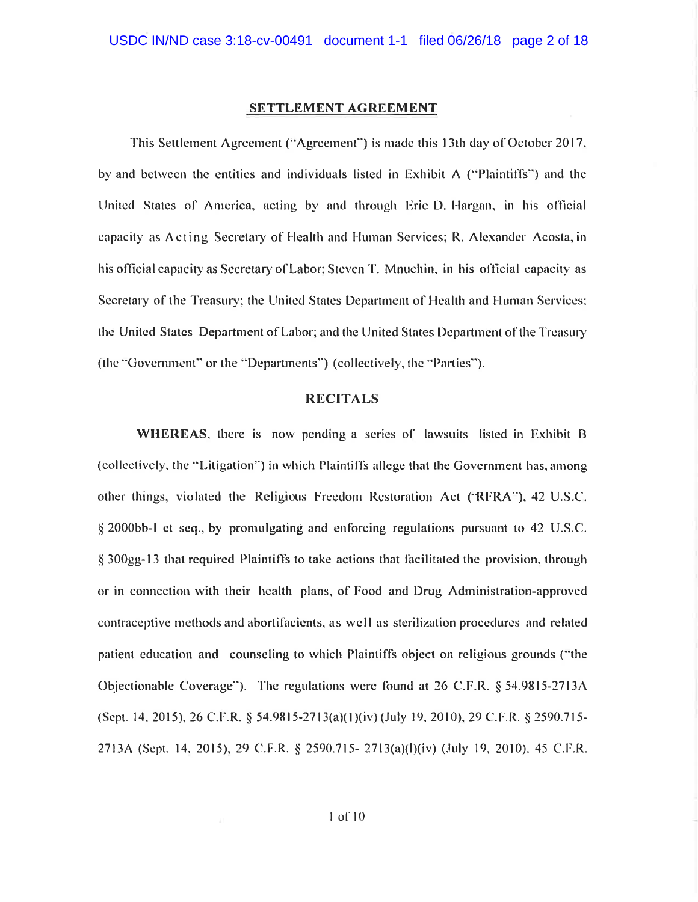## SETTLEMENT AGREEMENT

This Settlement Agreement ("Agreement") is made this 13th day of October 2017, by and between the entities and individuals listed in Exhibit A ("Plaintiffs") and the United States of America, acting by and through Eric D. Hargan, in his official capacity as Acting Secretary of Health and Human Services; R. Alexander Acosta, in his official capacity as Secretary of Labor; Steven T. Mnuchin, in his official capacity as Secretary of the Treasury; the United States Department of Health and Human Services; the United States Department of Labor; and the United States Department of the Treasury (the "Government" or the "Departments") (collectively, the "Parties").

## RECITALS

**WHEREAS**, there is now pending a series of lawsuits listed in Exhibit B (collectively, the "Litigation") in which Plaintiffs allege that the Government has, among other things, violated the Religious Freedom Restoration Act ("RFRA"), 42 U.S.C. § 2000bb-l et seq., by promulgating and enforcing regulations pursuant to 42 U.S.C. § 300gg-13 that required Plaintiffs to take actions that facilitated the provision, through or in connection with their health plans, of Food and Drug Administration-approved contraceptive methods and abortifacients, as well as sterilization procedures and related patient education and counseling to which Plaintiffs object on religious grounds ("the Objectionable Coverage"). The regulations were found at 26 C.F.R. § 54.9815-2713A (Sept. 14, 2015), 26 C.F.R. § 54.9815-2713(a)(1)(iv) (July 19, 2010), 29 C.F.R. § 2590.715-2713A (Sept. 14, 2015), 29 C.F.R. § 2590.715- 2713(a)(l)(iv) (July 19, 2010), 45 C.F.R.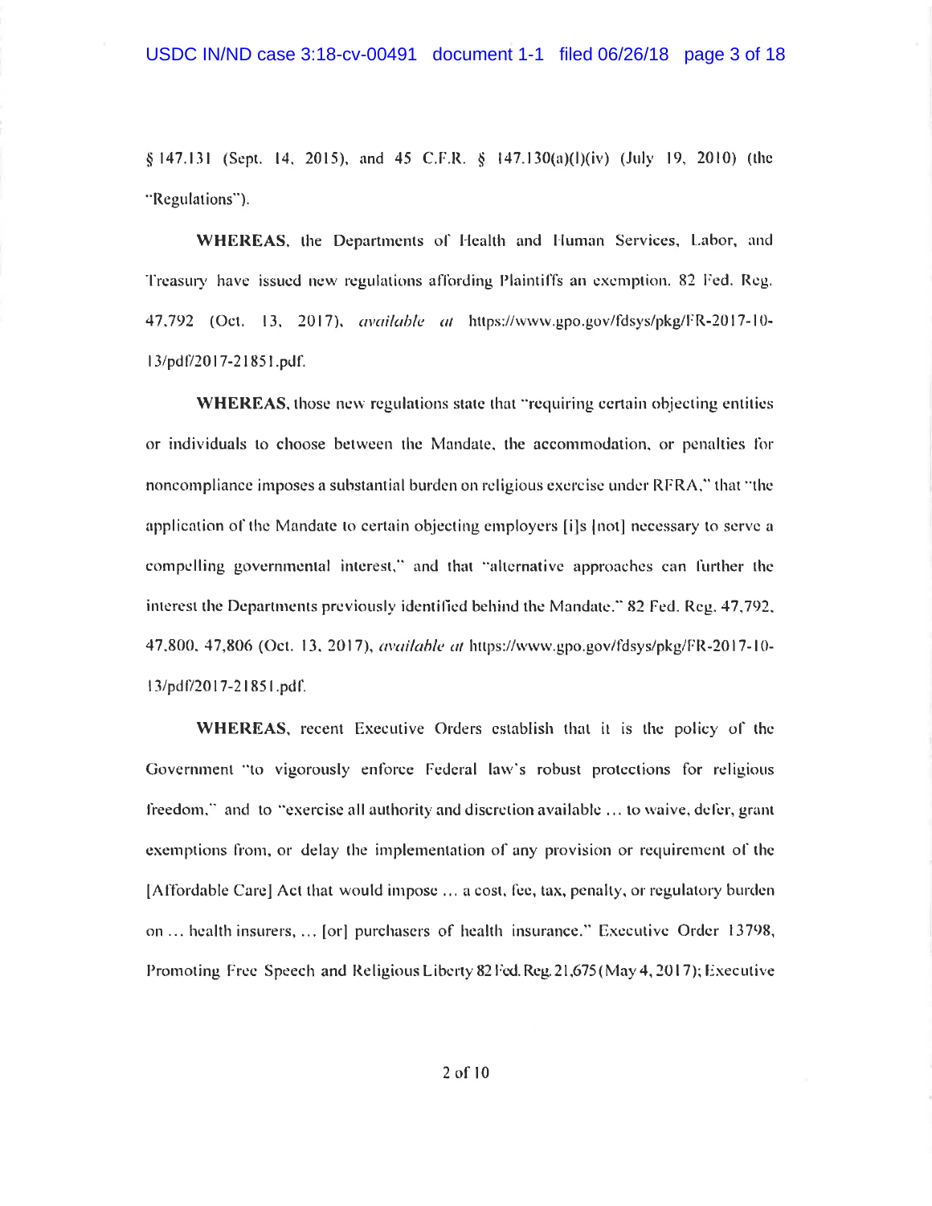§ 147.131 (Sept. 14, 2015), and 45 C.F.R. § 147.130(a)(l)(iv) (July 19, 2010) (the "Regulations").

**WHEREAS**, the Departments of Health and Human Services, Labor, and Treasury have issued new regulations affording Plaintiffs an exemption. 82 Fed. Reg. 47,792 (Oct. 13, 2017), *available at* https://www.gpo.gov/fdsys/pkg/FR-2017-10-13/pdf/2017-21851.pdf.

**WHEREAS**, those new regulations state that "requiring certain objecting entities or individuals to choose between the Mandate, the accommodation, or penalties for noncompliance imposes a substantial burden on religious exercise under RFRA," that "the application of the Mandate to certain objecting employers [i]s [not] necessary to serve a compelling governmental interest," and that "alternative approaches can further the interest the Departments previously identified behind the Mandate." 82 Fed. Reg. 47,792, 47,800, 47,806 (Oct. 13, 2017), *available at* https://www.gpo.gov/fdsys/pkg/FR-2017-10-13/pdf/2017-21851.pdf.

**WHEREAS**, recent Executive Orders establish that it is the policy of the Government "to vigorously enforce Federal law's robust protections for religious freedom," and to "exercise all authority and discretion available … to waive, defer, grant exemptions from, or delay the implementation of any provision or requirement of the [Affordable Care] Act that would impose … a cost, fee, tax, penalty, or regulatory burden on … health insurers, … [or] purchasers of health insurance." Executive Order 13798, Promoting Free Speech and Religious Liberty 82 Fed. Reg. 21,675 (May 4, 2017); Executive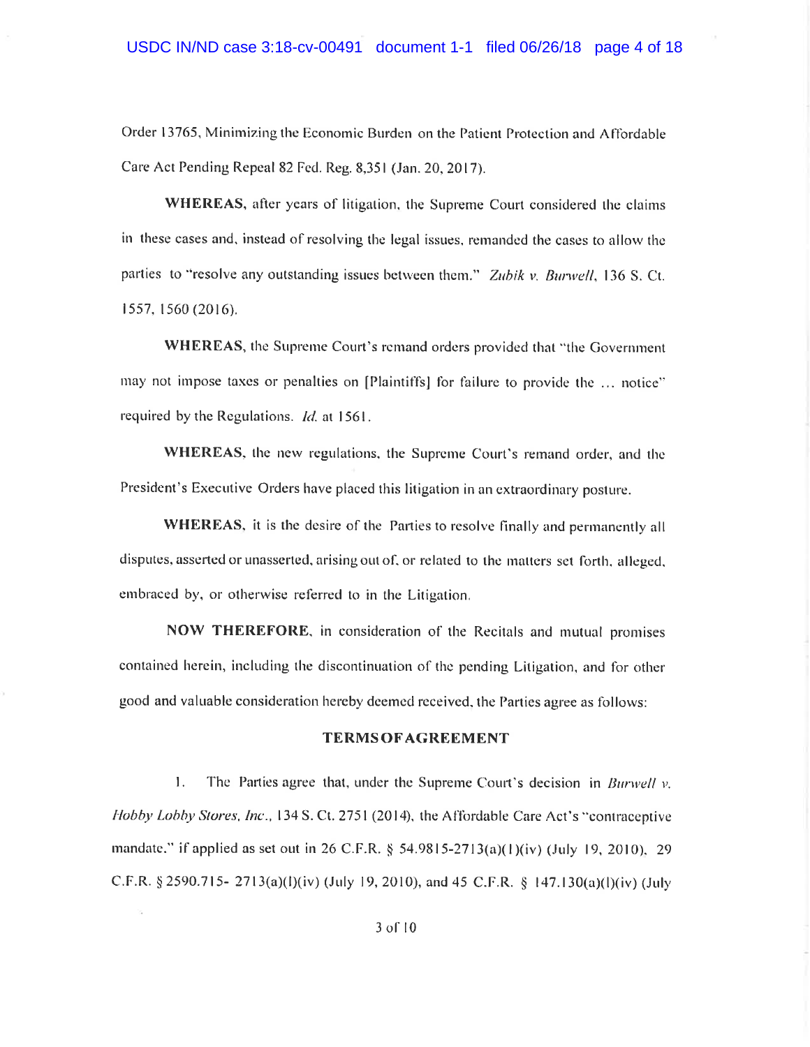Order 13765, Minimizing the Economic Burden on the Patient Protection and Affordable Care Act Pending Repeal 82 Fed. Reg. 8,351 (Jan. 20, 2017).

**WHEREAS**, after years of litigation, the Supreme Court considered the claims in these cases and, instead of resolving the legal issues, remanded the cases to allow the parties to "resolve any outstanding issues between them." *Zubik v. Burwell*, 136 S. Ct. 1557, 1560 (2016).

**WHEREAS**, the Supreme Court's remand orders provided that "the Government may not impose taxes or penalties on [Plaintiffs] for failure to provide the ... notice" required by the Regulations. *Id.* at 1561.

**WHEREAS**, the new regulations, the Supreme Court's remand order, and the President's Executive Orders have placed this litigation in an extraordinary posture.

**WHEREAS**, it is the desire of the Parties to resolve finally and permanently all disputes, asserted or unasserted, arising out of, or related to the matters set forth, alleged, embraced by, or otherwise referred to in the Litigation.

**NOW THEREFORE**, in consideration of the Recitals and mutual promises contained herein, including the discontinuation of the pending Litigation, and for other good and valuable consideration hereby deemed received, the Parties agree as follows:

## TERMS OF AGREEMENT

1. The Parties agree that, under the Supreme Court's decision in *Burwell v. Hobby Lobby Stores, Inc.*, 134 S. Ct. 2751 (2014), the Affordable Care Act's "contraceptive mandate," if applied as set out in 26 C.F.R. § 54.9815-2713(a)(1)(iv) (July 19, 2010), 29 C.F.R. § 2590.715- 2713(a)(l)(iv) (July 19, 2010), and 45 C.F.R. § 147.130(a)(l)(iv) (July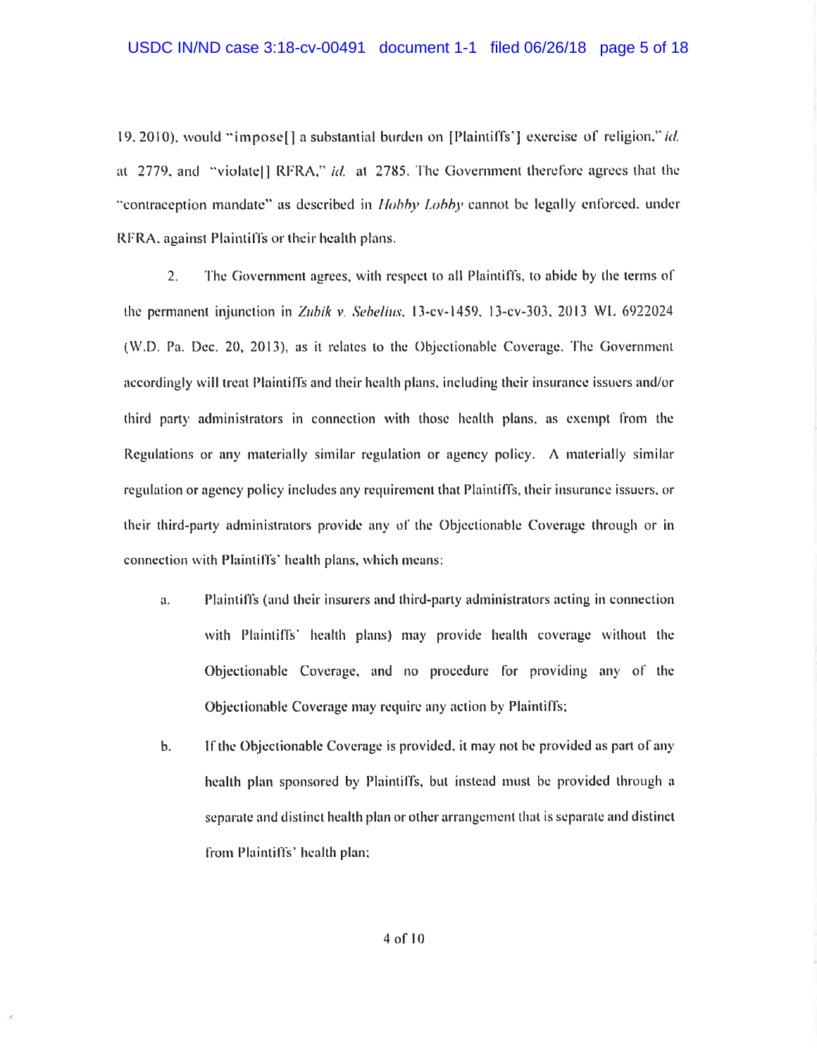19, 2010), would "impose[] a substantial burden on [Plaintiffs'] exercise of religion," *id.* at 2779, and "violate[] RFRA," *id.* at 2785. The Government therefore agrees that the "contraception mandate" as described in *Hobby Lobby* cannot be legally enforced, under RFRA, against Plaintiffs or their health plans.

2. The Government agrees, with respect to all Plaintiffs, to abide by the terms of the permanent injunction in *Zubik v. Sebelius*, 13-cv-1459, 13-cv-303, 2013 WL 6922024 (W.D. Pa. Dec. 20, 2013), as it relates to the Objectionable Coverage. The Government accordingly will treat Plaintiffs and their health plans, including their insurance issuers and/or third party administrators in connection with those health plans, as exempt from the Regulations or any materially similar regulation or agency policy. A materially similar regulation or agency policy includes any requirement that Plaintiffs, their insurance issuers, or their third-party administrators provide any of the Objectionable Coverage through or in connection with Plaintiffs' health plans, which means:

   a. Plaintiffs (and their insurers and third-party administrators acting in connection with Plaintiffs' health plans) may provide health coverage without the Objectionable Coverage, and no procedure for providing any of the Objectionable Coverage may require any action by Plaintiffs;

   b. If the Objectionable Coverage is provided, it may not be provided as part of any health plan sponsored by Plaintiffs, but instead must be provided through a separate and distinct health plan or other arrangement that is separate and distinct from Plaintiffs' health plan;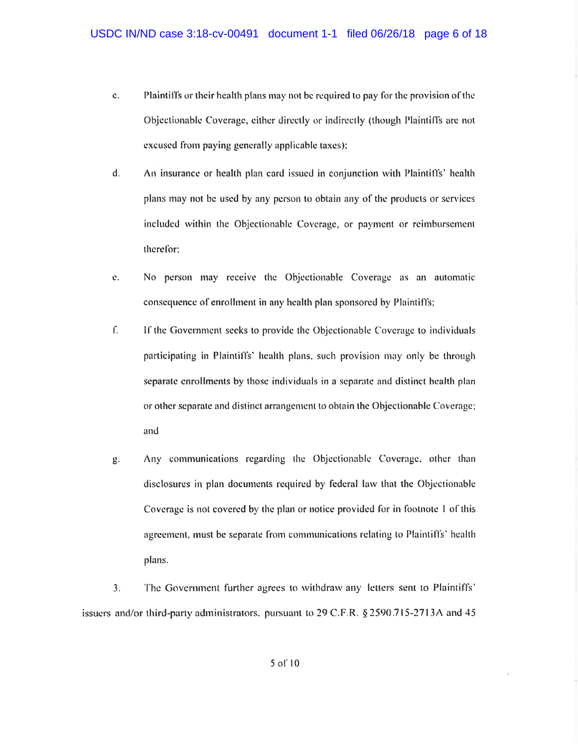c. Plaintiffs or their health plans may not be required to pay for the provision of the Objectionable Coverage, either directly or indirectly (though Plaintiffs are not excused from paying generally applicable taxes);

d. An insurance or health plan card issued in conjunction with Plaintiffs' health plans may not be used by any person to obtain any of the products or services included within the Objectionable Coverage, or payment or reimbursement therefor;

e. No person may receive the Objectionable Coverage as an automatic consequence of enrollment in any health plan sponsored by Plaintiffs;

f. If the Government seeks to provide the Objectionable Coverage to individuals participating in Plaintiffs' health plans, such provision may only be through separate enrollments by those individuals in a separate and distinct health plan or other separate and distinct arrangement to obtain the Objectionable Coverage; and

g. Any communications regarding the Objectionable Coverage, other than disclosures in plan documents required by federal law that the Objectionable Coverage is not covered by the plan or notice provided for in footnote 1 of this agreement, must be separate from communications relating to Plaintiffs' health plans.

3. The Government further agrees to withdraw any letters sent to Plaintiffs' issuers and/or third-party administrators, pursuant to 29 C.F.R. § 2590.715-2713A and 45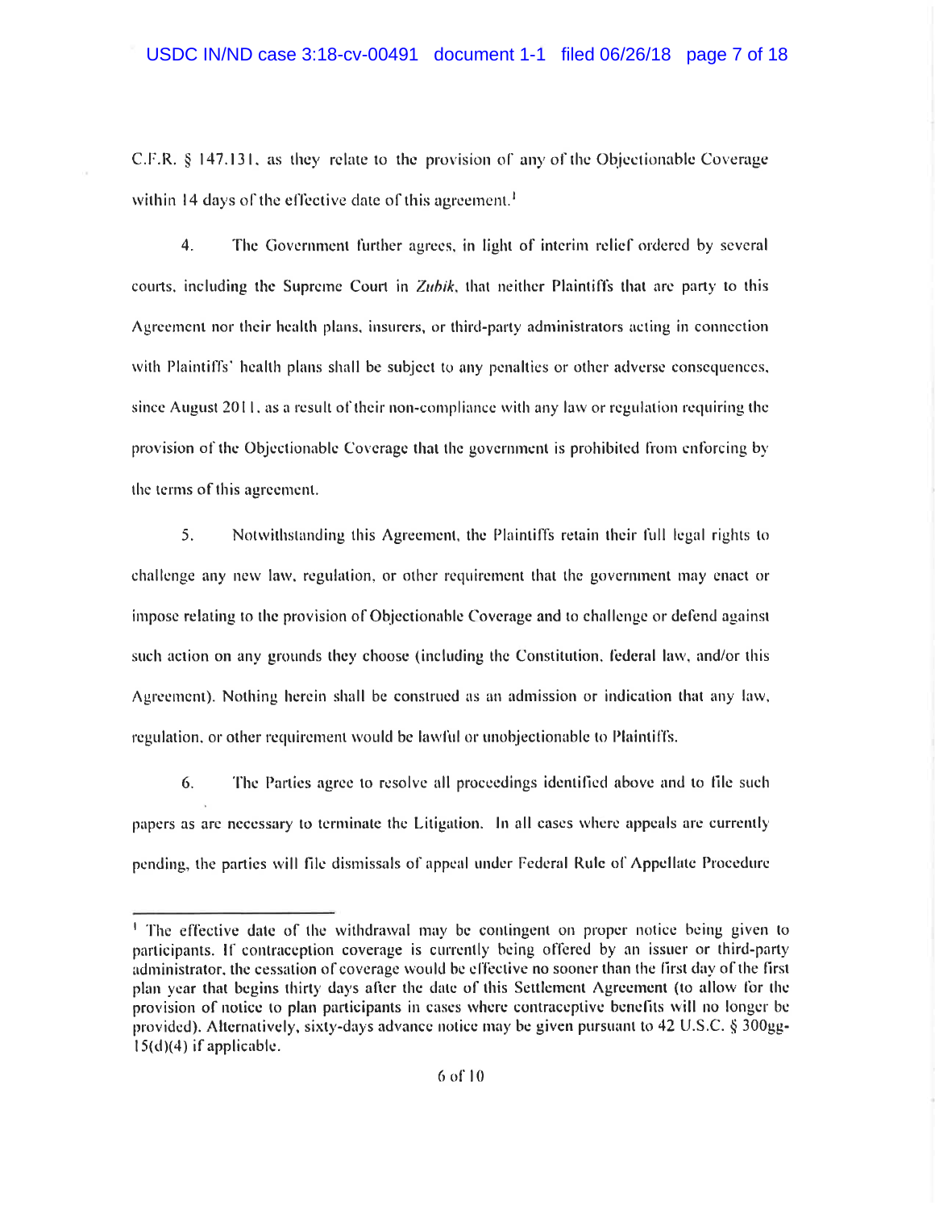C.F.R. § 147.131, as they relate to the provision of any of the Objectionable Coverage within 14 days of the effective date of this agreement.[1]

4. The Government further agrees, in light of interim relief ordered by several courts, including the Supreme Court in *Zubik*, that neither Plaintiffs that are party to this Agreement nor their health plans, insurers, or third-party administrators acting in connection with Plaintiffs' health plans shall be subject to any penalties or other adverse consequences, since August 2011, as a result of their non-compliance with any law or regulation requiring the provision of the Objectionable Coverage that the government is prohibited from enforcing by the terms of this agreement.

5. Notwithstanding this Agreement, the Plaintiffs retain their full legal rights to challenge any new law, regulation, or other requirement that the government may enact or impose relating to the provision of Objectionable Coverage and to challenge or defend against such action on any grounds they choose (including the Constitution, federal law, and/or this Agreement). Nothing herein shall be construed as an admission or indication that any law, regulation, or other requirement would be lawful or unobjectionable to Plaintiffs.

6. The Parties agree to resolve all proceedings identified above and to file such papers as are necessary to terminate the Litigation. In all cases where appeals are currently pending, the parties will file dismissals of appeal under Federal Rule of Appellate Procedure

[1] The effective date of the withdrawal may be contingent on proper notice being given to participants. If contraception coverage is currently being offered by an issuer or third-party administrator, the cessation of coverage would be effective no sooner than the first day of the first plan year that begins thirty days after the date of this Settlement Agreement (to allow for the provision of notice to plan participants in cases where contraceptive benefits will no longer be provided). Alternatively, sixty-days advance notice may be given pursuant to 42 U.S.C. § 300gg-15(d)(4) if applicable.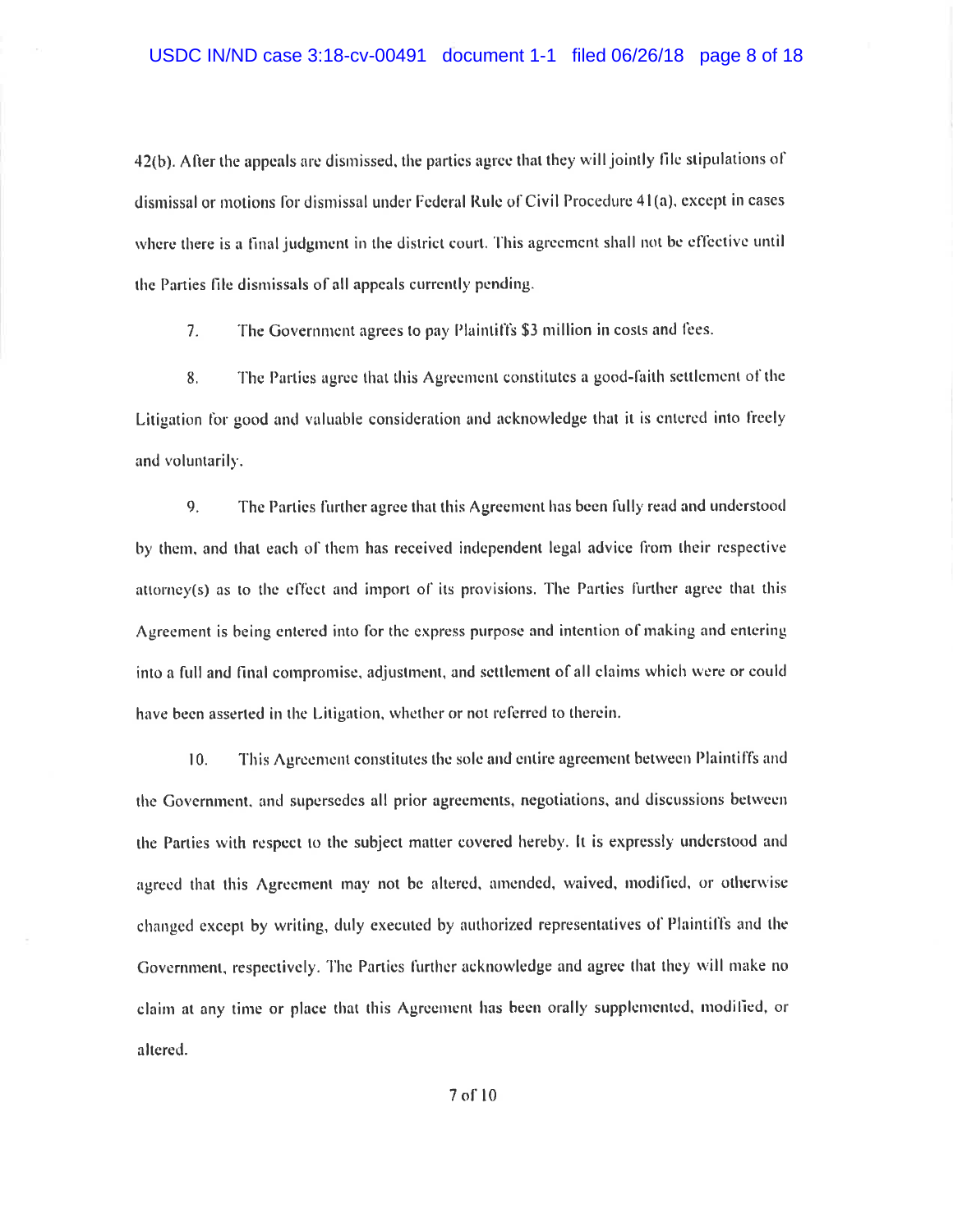42(b). After the appeals are dismissed, the parties agree that they will jointly file stipulations of dismissal or motions for dismissal under Federal Rule of Civil Procedure 41(a), except in cases where there is a final judgment in the district court. This agreement shall not be effective until the Parties file dismissals of all appeals currently pending.

7. The Government agrees to pay Plaintiffs $3 million in costs and fees.

8. The Parties agree that this Agreement constitutes a good-faith settlement of the Litigation for good and valuable consideration and acknowledge that it is entered into freely and voluntarily.

9. The Parties further agree that this Agreement has been fully read and understood by them, and that each of them has received independent legal advice from their respective attorney(s) as to the effect and import of its provisions. The Parties further agree that this Agreement is being entered into for the express purpose and intention of making and entering into a full and final compromise, adjustment, and settlement of all claims which were or could have been asserted in the Litigation, whether or not referred to therein.

10. This Agreement constitutes the sole and entire agreement between Plaintiffs and the Government, and supersedes all prior agreements, negotiations, and discussions between the Parties with respect to the subject matter covered hereby. It is expressly understood and agreed that this Agreement may not be altered, amended, waived, modified, or otherwise changed except by writing, duly executed by authorized representatives of Plaintiffs and the Government, respectively. The Parties further acknowledge and agree that they will make no claim at any time or place that this Agreement has been orally supplemented, modified, or altered.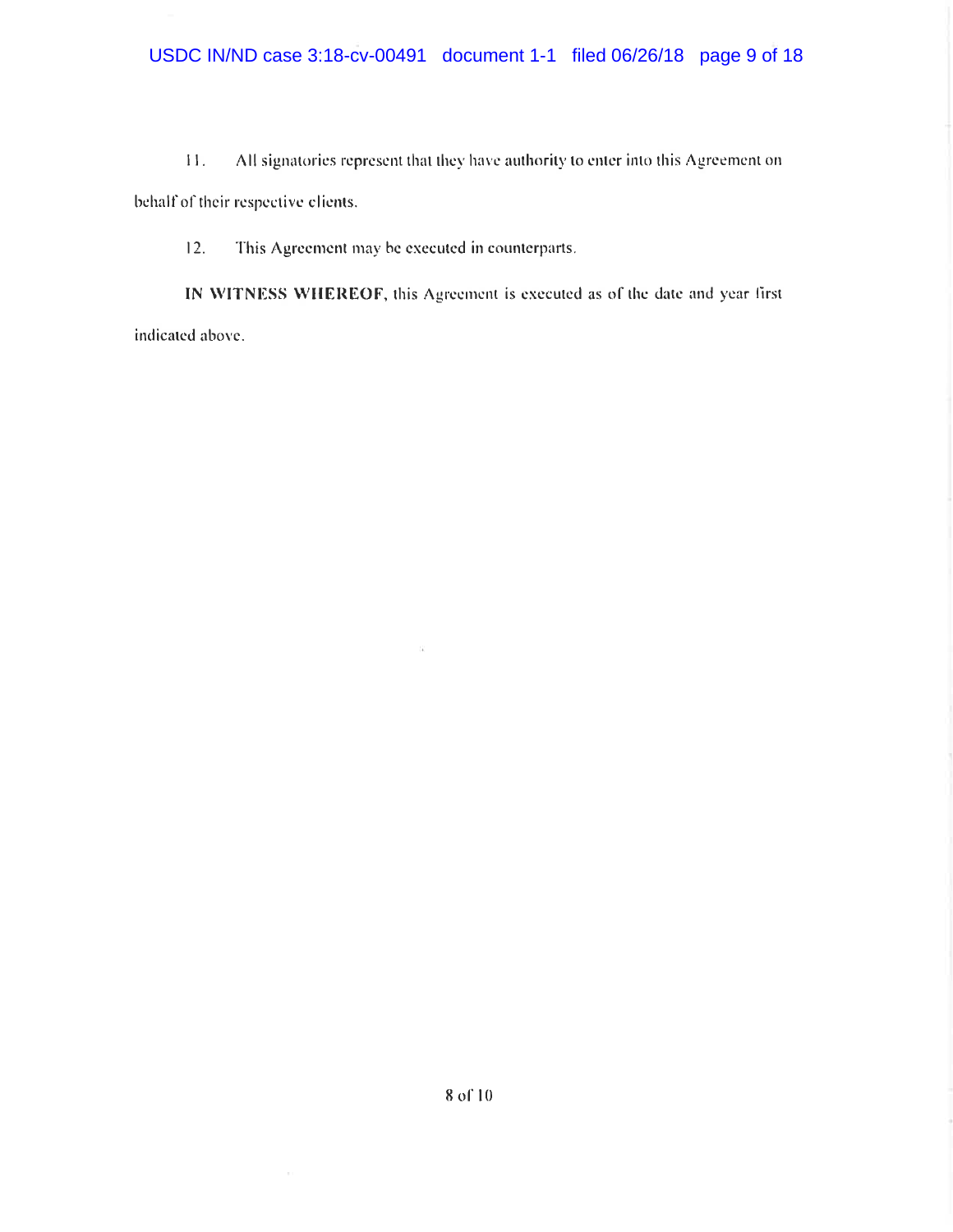11. All signatories represent that they have authority to enter into this Agreement on behalf of their respective clients.

12. This Agreement may be executed in counterparts.

**IN WITNESS WHEREOF**, this Agreement is executed as of the date and year first indicated above.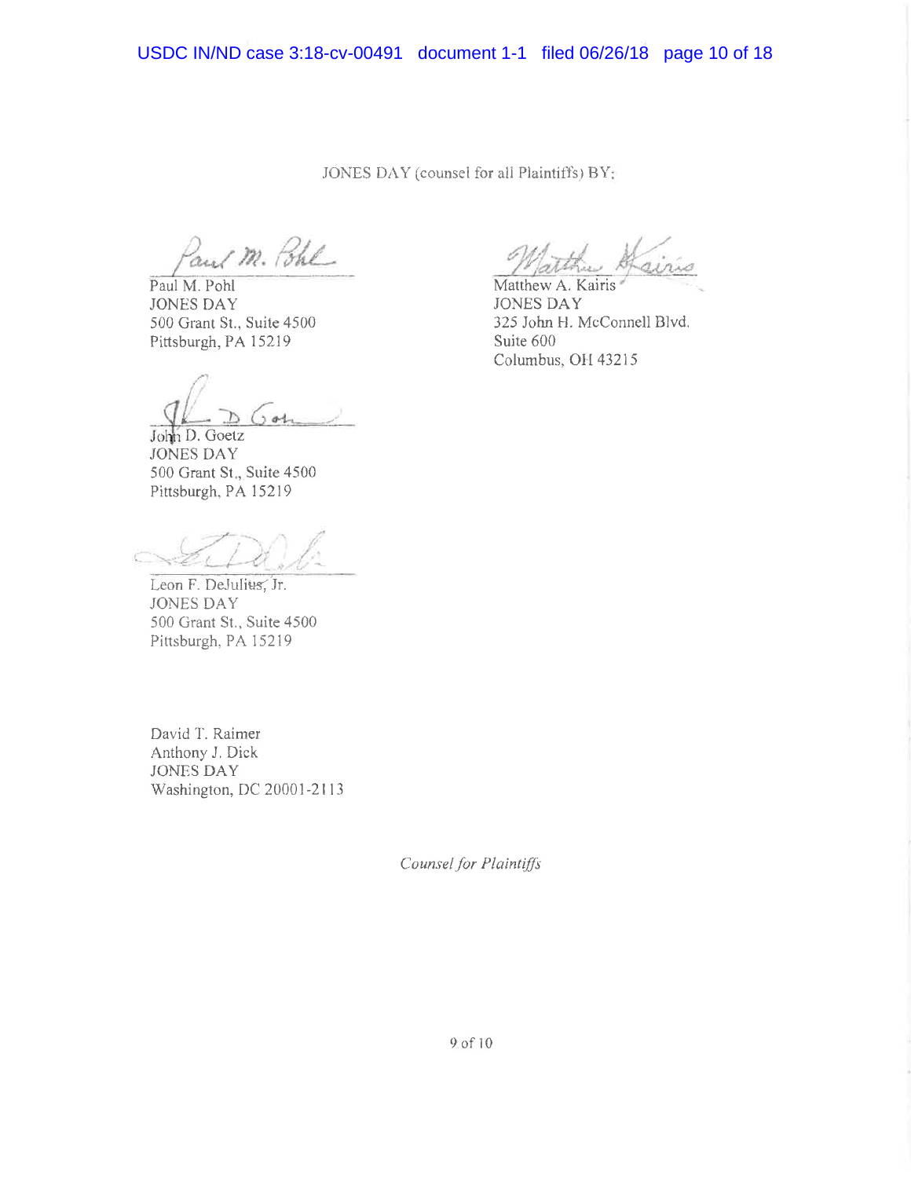JONES DAY (counsel for all Plaintiffs) BY:

Paul M. Pohl
JONES DAY
500 Grant St., Suite 4500
Pittsburgh, PA 15219

John D. Goetz
JONES DAY
500 Grant St., Suite 4500
Pittsburgh, PA 15219

Leon F. DeJulius, Jr.
JONES DAY
500 Grant St., Suite 4500
Pittsburgh, PA 15219

David T. Raimer
Anthony J. Dick
JONES DAY
Washington, DC 20001-2113

Matthew A. Kairis
JONES DAY
325 John H. McConnell Blvd.
Suite 600
Columbus, OH 43215

*Counsel for Plaintiffs*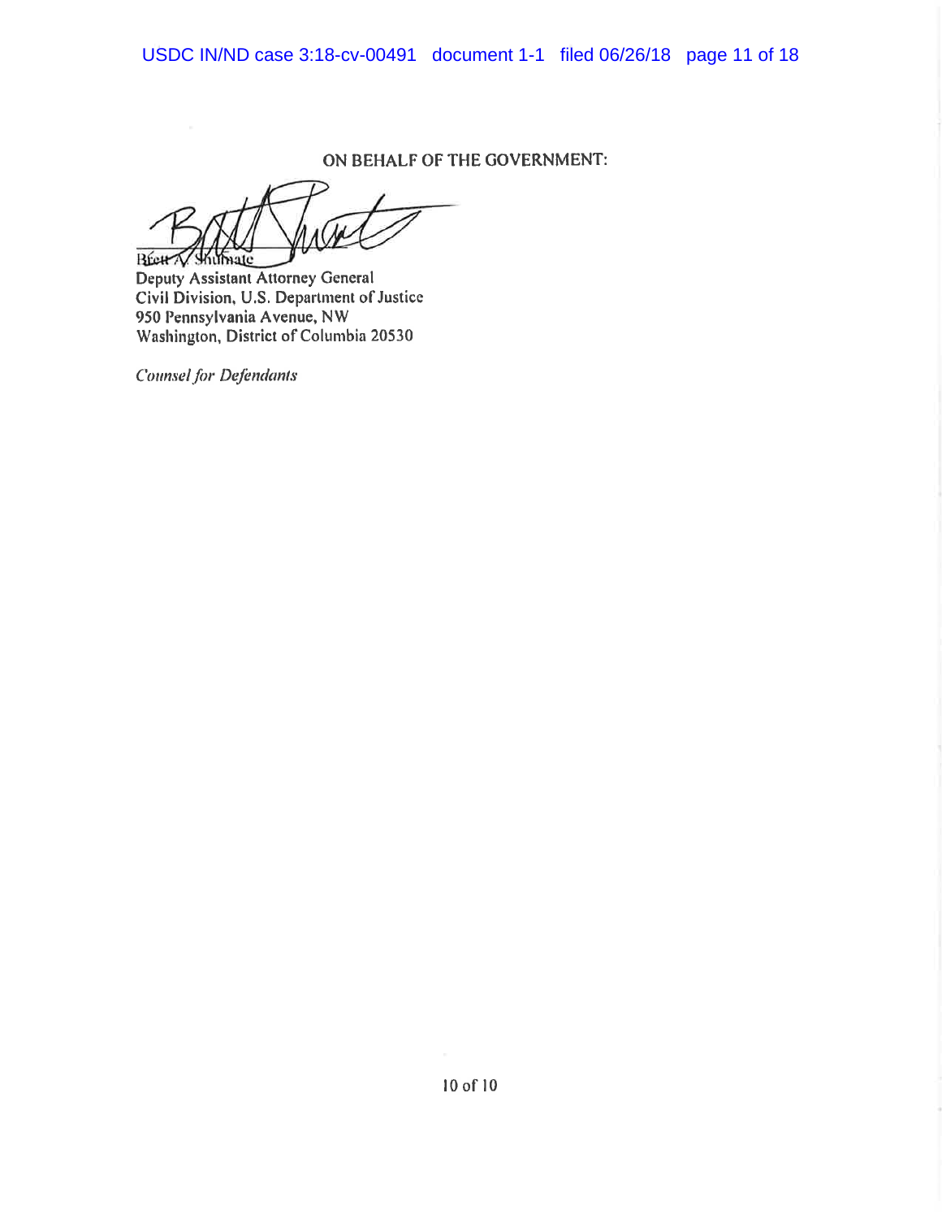ON BEHALF OF THE GOVERNMENT:

Brett A. Shumate
Deputy Assistant Attorney General
Civil Division, U.S. Department of Justice
950 Pennsylvania Avenue, NW
Washington, District of Columbia 20530

*Counsel for Defendants*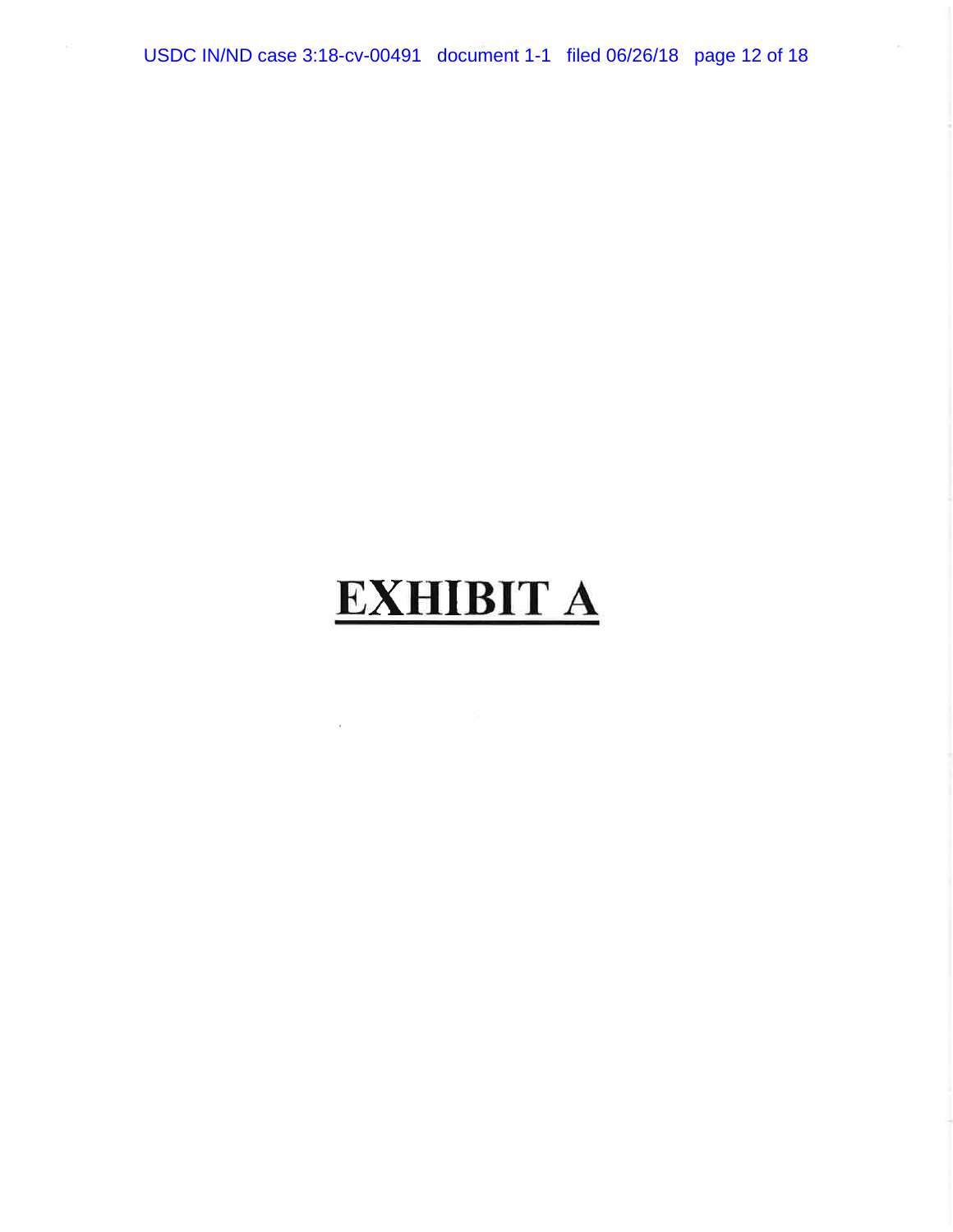# EXHIBIT A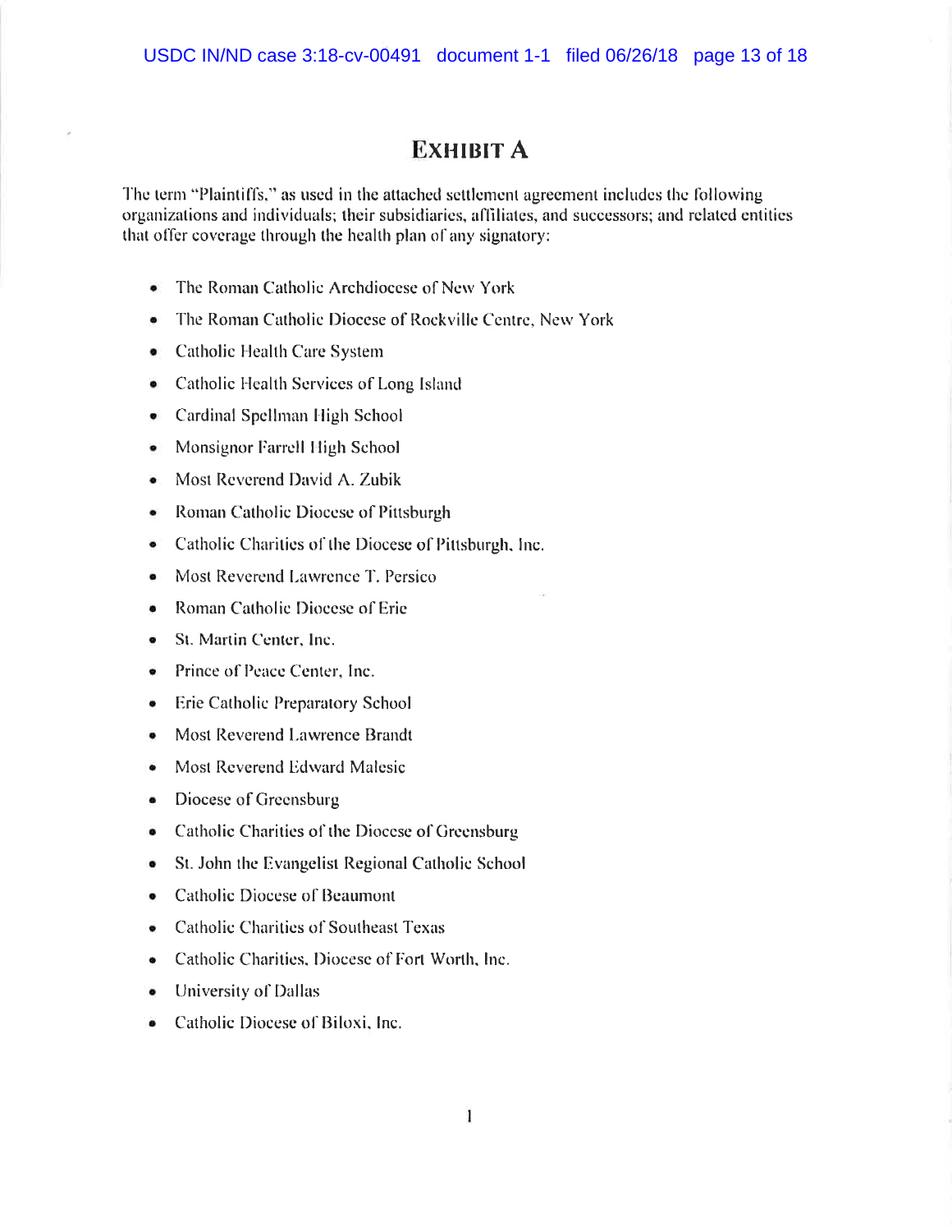# EXHIBIT A

The term "Plaintiffs," as used in the attached settlement agreement includes the following organizations and individuals; their subsidiaries, affiliates, and successors; and related entities that offer coverage through the health plan of any signatory:

- The Roman Catholic Archdiocese of New York
- The Roman Catholic Diocese of Rockville Centre, New York
- Catholic Health Care System
- Catholic Health Services of Long Island
- Cardinal Spellman High School
- Monsignor Farrell High School
- Most Reverend David A. Zubik
- Roman Catholic Diocese of Pittsburgh
- Catholic Charities of the Diocese of Pittsburgh, Inc.
- Most Reverend Lawrence T. Persico
- Roman Catholic Diocese of Erie
- St. Martin Center, Inc.
- Prince of Peace Center, Inc.
- Erie Catholic Preparatory School
- Most Reverend Lawrence Brandt
- Most Reverend Edward Malesic
- Diocese of Greensburg
- Catholic Charities of the Diocese of Greensburg
- St. John the Evangelist Regional Catholic School
- Catholic Diocese of Beaumont
- Catholic Charities of Southeast Texas
- Catholic Charities, Diocese of Fort Worth, Inc.
- University of Dallas
- Catholic Diocese of Biloxi, Inc.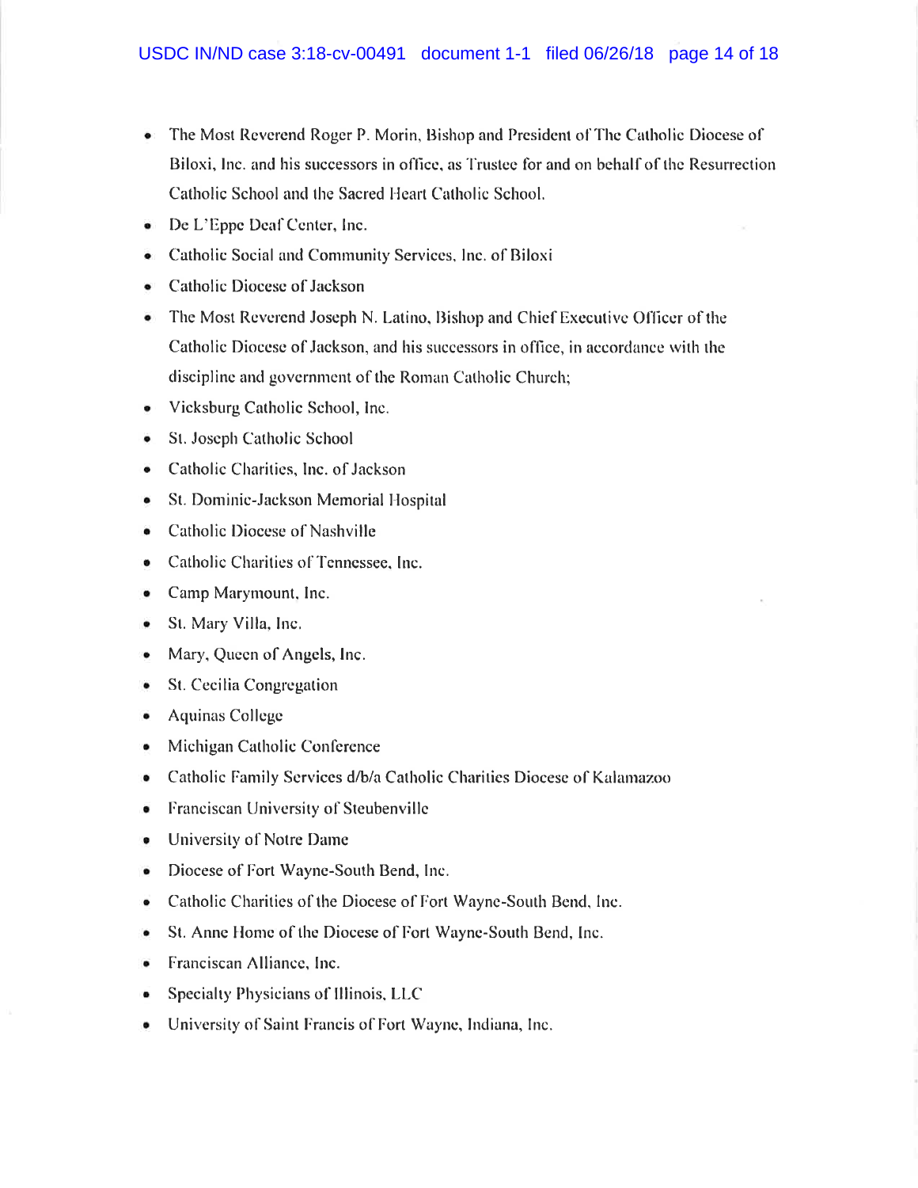- The Most Reverend Roger P. Morin, Bishop and President of The Catholic Diocese of Biloxi, Inc. and his successors in office, as Trustee for and on behalf of the Resurrection Catholic School and the Sacred Heart Catholic School.
- De L'Eppe Deaf Center, Inc.
- Catholic Social and Community Services, Inc. of Biloxi
- Catholic Diocese of Jackson
- The Most Reverend Joseph N. Latino, Bishop and Chief Executive Officer of the Catholic Diocese of Jackson, and his successors in office, in accordance with the discipline and government of the Roman Catholic Church;
- Vicksburg Catholic School, Inc.
- St. Joseph Catholic School
- Catholic Charities, Inc. of Jackson
- St. Dominic-Jackson Memorial Hospital
- Catholic Diocese of Nashville
- Catholic Charities of Tennessee, Inc.
- Camp Marymount, Inc.
- St. Mary Villa, Inc.
- Mary, Queen of Angels, Inc.
- St. Cecilia Congregation
- Aquinas College
- Michigan Catholic Conference
- Catholic Family Services d/b/a Catholic Charities Diocese of Kalamazoo
- Franciscan University of Steubenville
- University of Notre Dame
- Diocese of Fort Wayne-South Bend, Inc.
- Catholic Charities of the Diocese of Fort Wayne-South Bend, Inc.
- St. Anne Home of the Diocese of Fort Wayne-South Bend, Inc.
- Franciscan Alliance, Inc.
- Specialty Physicians of Illinois, LLC
- University of Saint Francis of Fort Wayne, Indiana, Inc.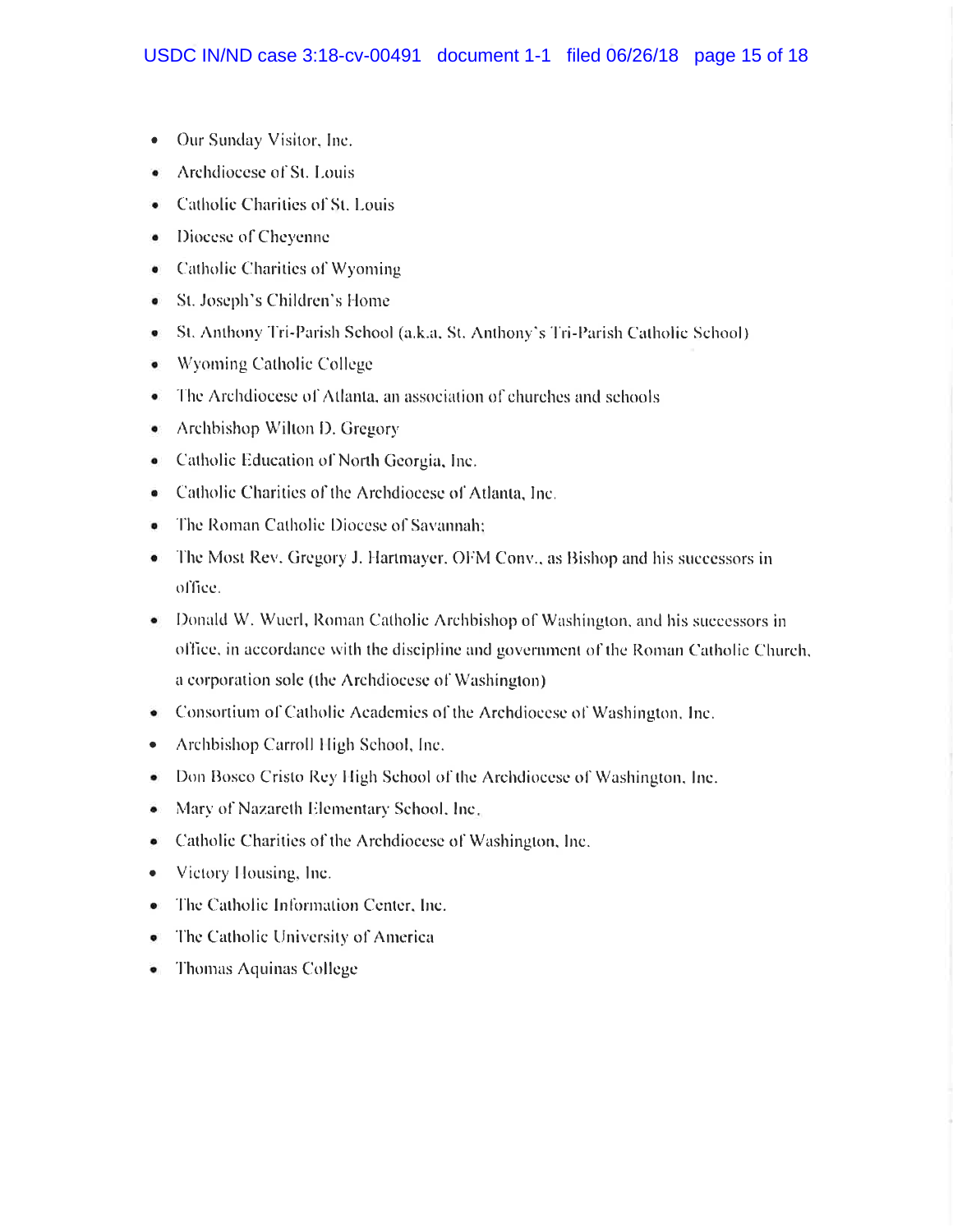- Our Sunday Visitor, Inc.
- Archdiocese of St. Louis
- Catholic Charities of St. Louis
- Diocese of Cheyenne
- Catholic Charities of Wyoming
- St. Joseph's Children's Home
- St. Anthony Tri-Parish School (a.k.a. St. Anthony's Tri-Parish Catholic School)
- Wyoming Catholic College
- The Archdiocese of Atlanta, an association of churches and schools
- Archbishop Wilton D. Gregory
- Catholic Education of North Georgia, Inc.
- Catholic Charities of the Archdiocese of Atlanta, Inc.
- The Roman Catholic Diocese of Savannah;
- The Most Rev. Gregory J. Hartmayer, OFM Conv., as Bishop and his successors in office.
- Donald W. Wuerl, Roman Catholic Archbishop of Washington, and his successors in office, in accordance with the discipline and government of the Roman Catholic Church, a corporation sole (the Archdiocese of Washington)
- Consortium of Catholic Academies of the Archdiocese of Washington, Inc.
- Archbishop Carroll High School, Inc.
- Don Bosco Cristo Rey High School of the Archdiocese of Washington, Inc.
- Mary of Nazareth Elementary School, Inc.
- Catholic Charities of the Archdiocese of Washington, Inc.
- Victory Housing, Inc.
- The Catholic Information Center, Inc.
- The Catholic University of America
- Thomas Aquinas College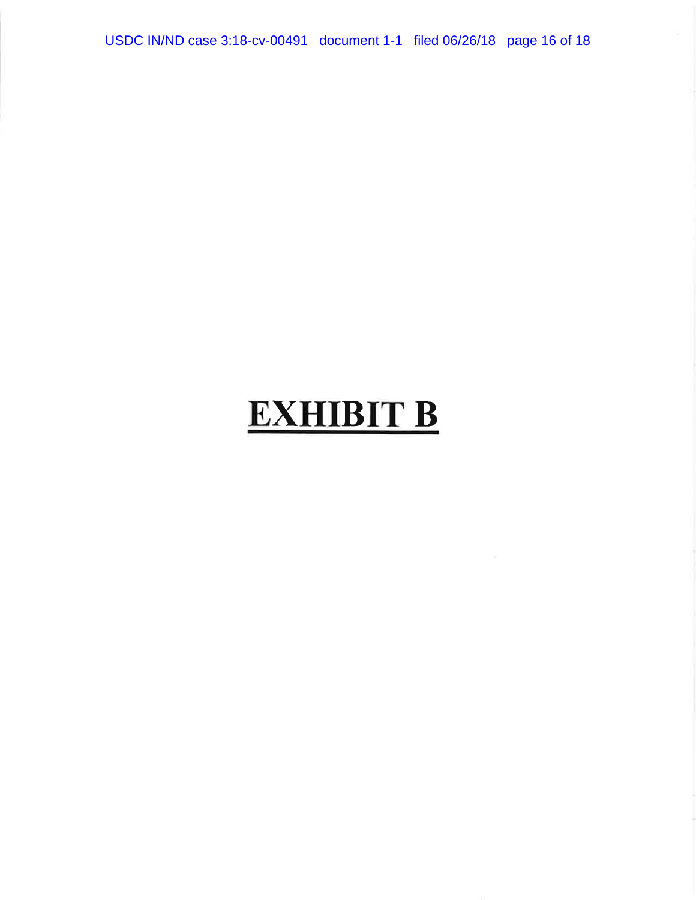# EXHIBIT B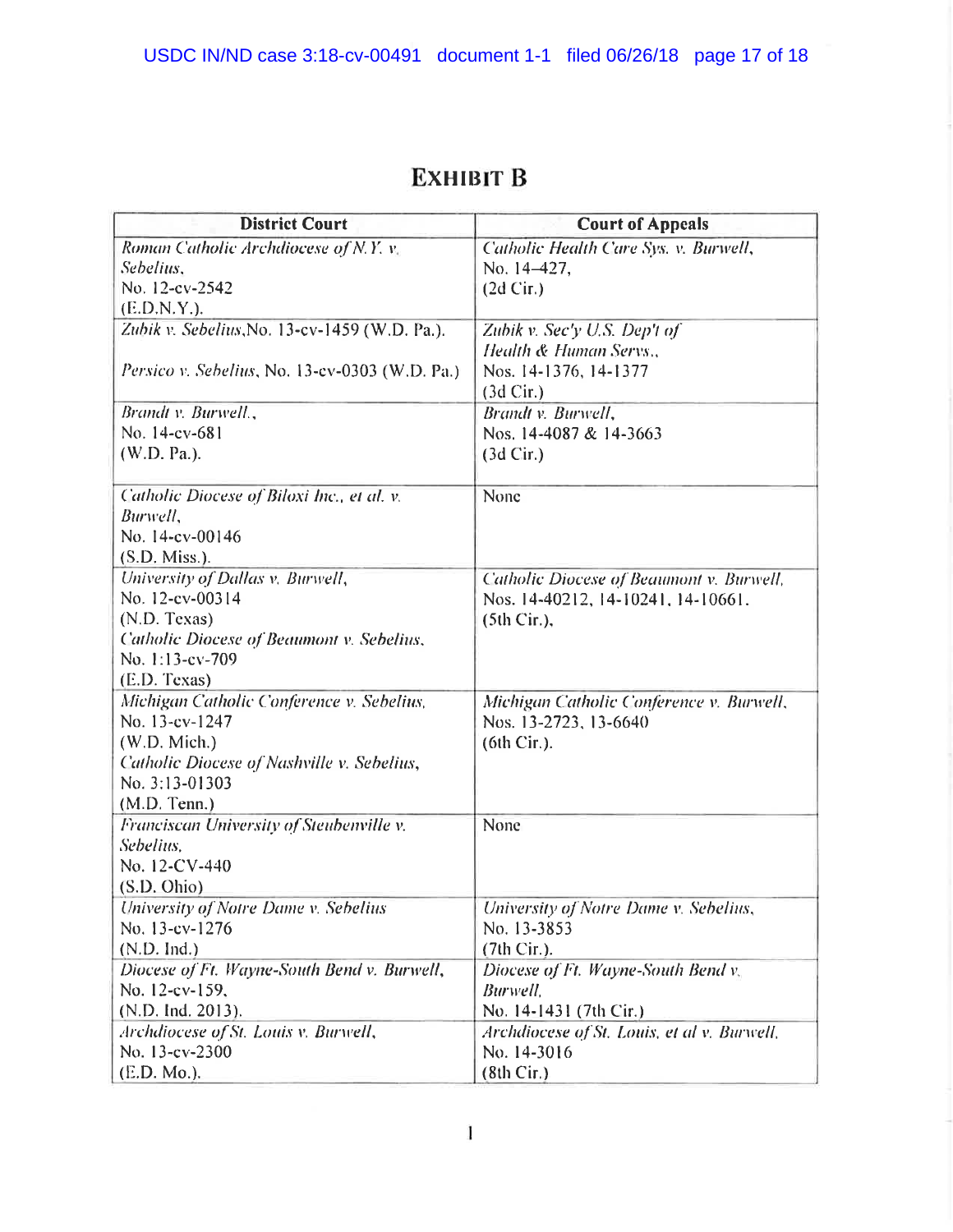# EXHIBIT B

| District Court | Court of Appeals |
|---|---|
| *Roman Catholic Archdiocese of N.Y. v. Sebelius*, No. 12-cv-2542 (E.D.N.Y.). | *Catholic Health Care Sys. v. Burwell*, No. 14-427, (2d Cir.) |
| *Zubik v. Sebelius*, No. 13-cv-1459 (W.D. Pa.). *Persico v. Sebelius*, No. 13-cv-0303 (W.D. Pa.) | *Zubik v. Sec'y U.S. Dep't of Health & Human Servs.*, Nos. 14-1376, 14-1377 (3d Cir.) |
| *Brandt v. Burwell.*, No. 14-cv-681 (W.D. Pa.). | *Brandt v. Burwell*, Nos. 14-4087 & 14-3663 (3d Cir.) |
| *Catholic Diocese of Biloxi Inc., et al. v. Burwell*, No. 14-cv-00146 (S.D. Miss.). | None |
| *University of Dallas v. Burwell*, No. 12-cv-00314 (N.D. Texas) *Catholic Diocese of Beaumont v. Sebelius*, No. 1:13-cv-709 (E.D. Texas) | *Catholic Diocese of Beaumont v. Burwell*, Nos. 14-40212, 14-10241, 14-10661. (5th Cir.), |
| *Michigan Catholic Conference v. Sebelius*, No. 13-cv-1247 (W.D. Mich.) *Catholic Diocese of Nashville v. Sebelius*, No. 3:13-01303 (M.D. Tenn.) | *Michigan Catholic Conference v. Burwell*, Nos. 13-2723, 13-6640 (6th Cir.). |
| *Franciscan University of Steubenville v. Sebelius*, No. 12-CV-440 (S.D. Ohio) | None |
| *University of Notre Dame v. Sebelius* No. 13-cv-1276 (N.D. Ind.) | *University of Notre Dame v. Sebelius*, No. 13-3853 (7th Cir.). |
| *Diocese of Ft. Wayne-South Bend v. Burwell*, No. 12-cv-159, (N.D. Ind. 2013). | *Diocese of Ft. Wayne-South Bend v. Burwell*, No. 14-1431 (7th Cir.) |
| *Archdiocese of St. Louis v. Burwell*, No. 13-cv-2300 (E.D. Mo.). | *Archdiocese of St. Louis, et al v. Burwell*, No. 14-3016 (8th Cir.) |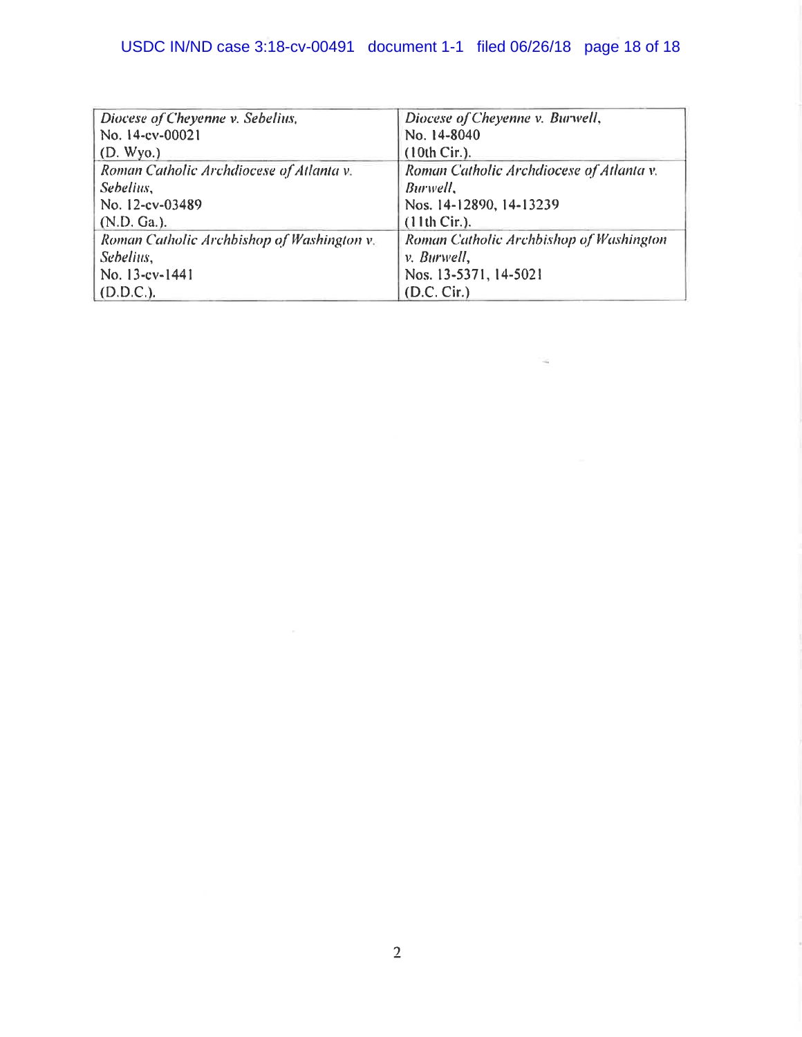| | |
|---|---|
| *Diocese of Cheyenne v. Sebelius*,<br>No. 14-cv-00021<br>(D. Wyo.) | *Diocese of Cheyenne v. Burwell*,<br>No. 14-8040<br>(10th Cir.). |
| *Roman Catholic Archdiocese of Atlanta v. Sebelius*,<br>No. 12-cv-03489<br>(N.D. Ga.). | *Roman Catholic Archdiocese of Atlanta v. Burwell*,<br>Nos. 14-12890, 14-13239<br>(11th Cir.). |
| *Roman Catholic Archbishop of Washington v. Sebelius*,<br>No. 13-cv-1441<br>(D.D.C.). | *Roman Catholic Archbishop of Washington v. Burwell*,<br>Nos. 13-5371, 14-5021<br>(D.C. Cir.) |